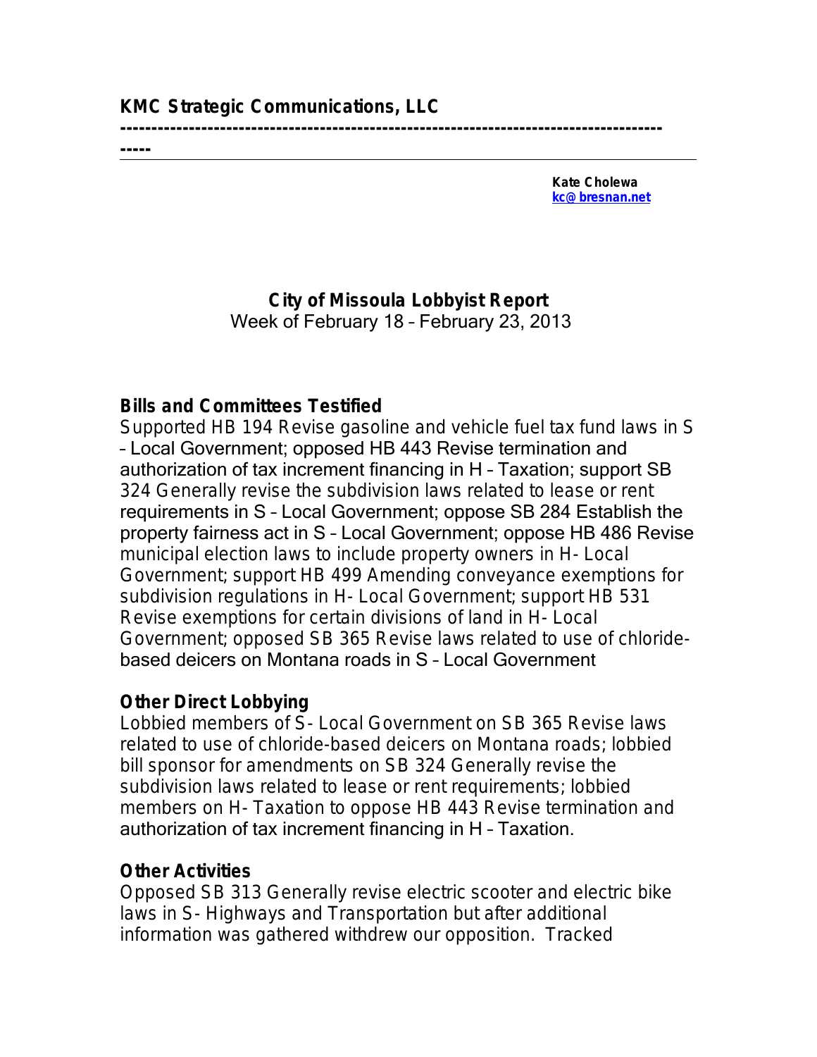**KMC Strategic Communications, LLC**

---

**Kate Cholewa**
**kc@bresnan.net**

**City of Missoula Lobbyist Report**
Week of February 18 – February 23, 2013

**Bills and Committees Testified**

Supported HB 194 Revise gasoline and vehicle fuel tax fund laws in S – Local Government; opposed HB 443 Revise termination and authorization of tax increment financing in H – Taxation; support SB 324 Generally revise the subdivision laws related to lease or rent requirements in S – Local Government; oppose SB 284 Establish the property fairness act in S – Local Government; oppose HB 486 Revise municipal election laws to include property owners in H- Local Government; support HB 499 Amending conveyance exemptions for subdivision regulations in H- Local Government; support HB 531 Revise exemptions for certain divisions of land in H- Local Government; opposed SB 365 Revise laws related to use of chloride-based deicers on Montana roads in S – Local Government

**Other Direct Lobbying**

Lobbied members of S- Local Government on SB 365 Revise laws related to use of chloride-based deicers on Montana roads; lobbied bill sponsor for amendments on SB 324 Generally revise the subdivision laws related to lease or rent requirements; lobbied members on H- Taxation to oppose HB 443 Revise termination and authorization of tax increment financing in H – Taxation.

**Other Activities**

Opposed SB 313 Generally revise electric scooter and electric bike laws in S- Highways and Transportation but after additional information was gathered withdrew our opposition. Tracked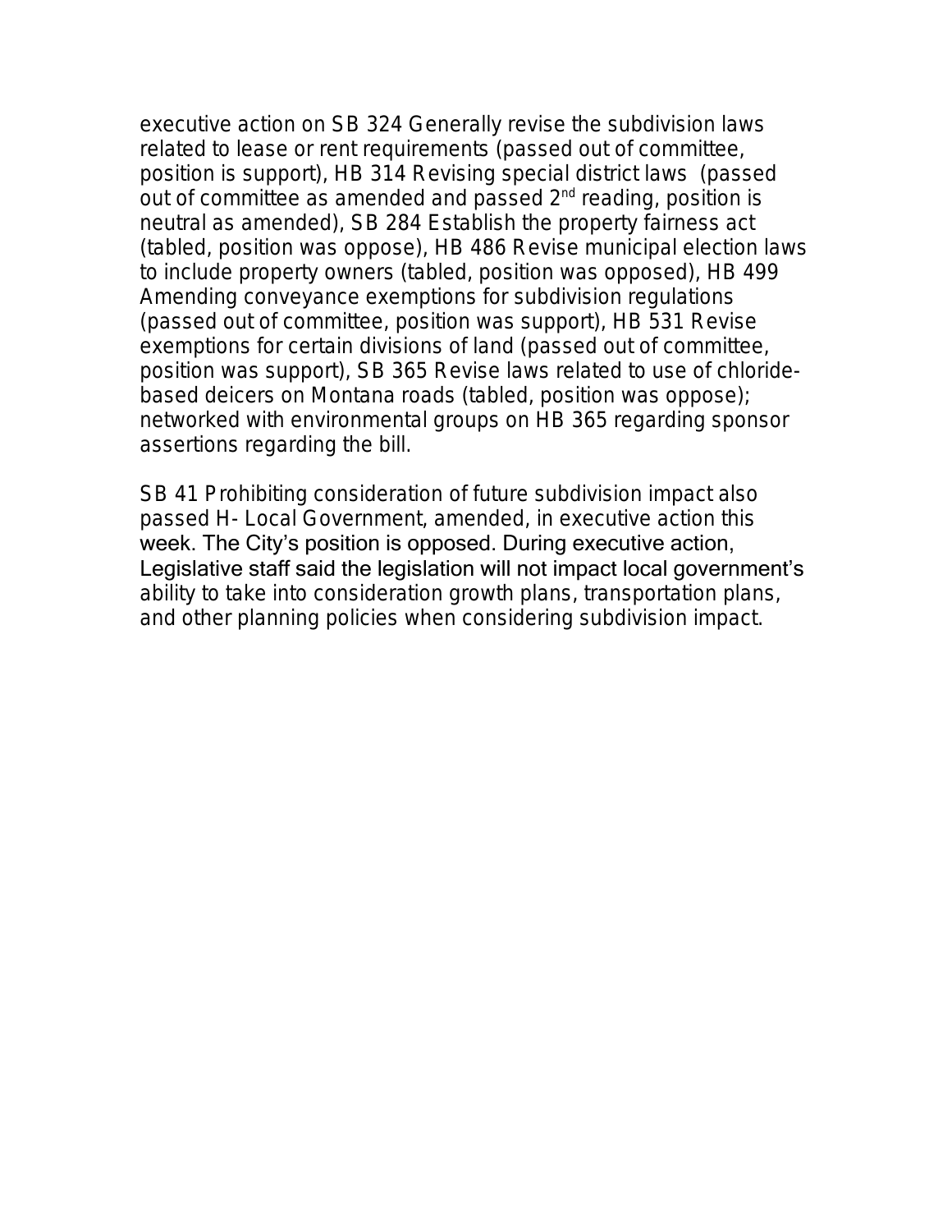executive action on SB 324 Generally revise the subdivision laws related to lease or rent requirements (passed out of committee, position is support), HB 314 Revising special district laws (passed out of committee as amended and passed 2nd reading, position is neutral as amended), SB 284 Establish the property fairness act (tabled, position was oppose), HB 486 Revise municipal election laws to include property owners (tabled, position was opposed), HB 499 Amending conveyance exemptions for subdivision regulations (passed out of committee, position was support), HB 531 Revise exemptions for certain divisions of land (passed out of committee, position was support), SB 365 Revise laws related to use of chloride-based deicers on Montana roads (tabled, position was oppose); networked with environmental groups on HB 365 regarding sponsor assertions regarding the bill.

SB 41 Prohibiting consideration of future subdivision impact also passed H- Local Government, amended, in executive action this week. The City's position is opposed. During executive action, Legislative staff said the legislation will not impact local government's ability to take into consideration growth plans, transportation plans, and other planning policies when considering subdivision impact.